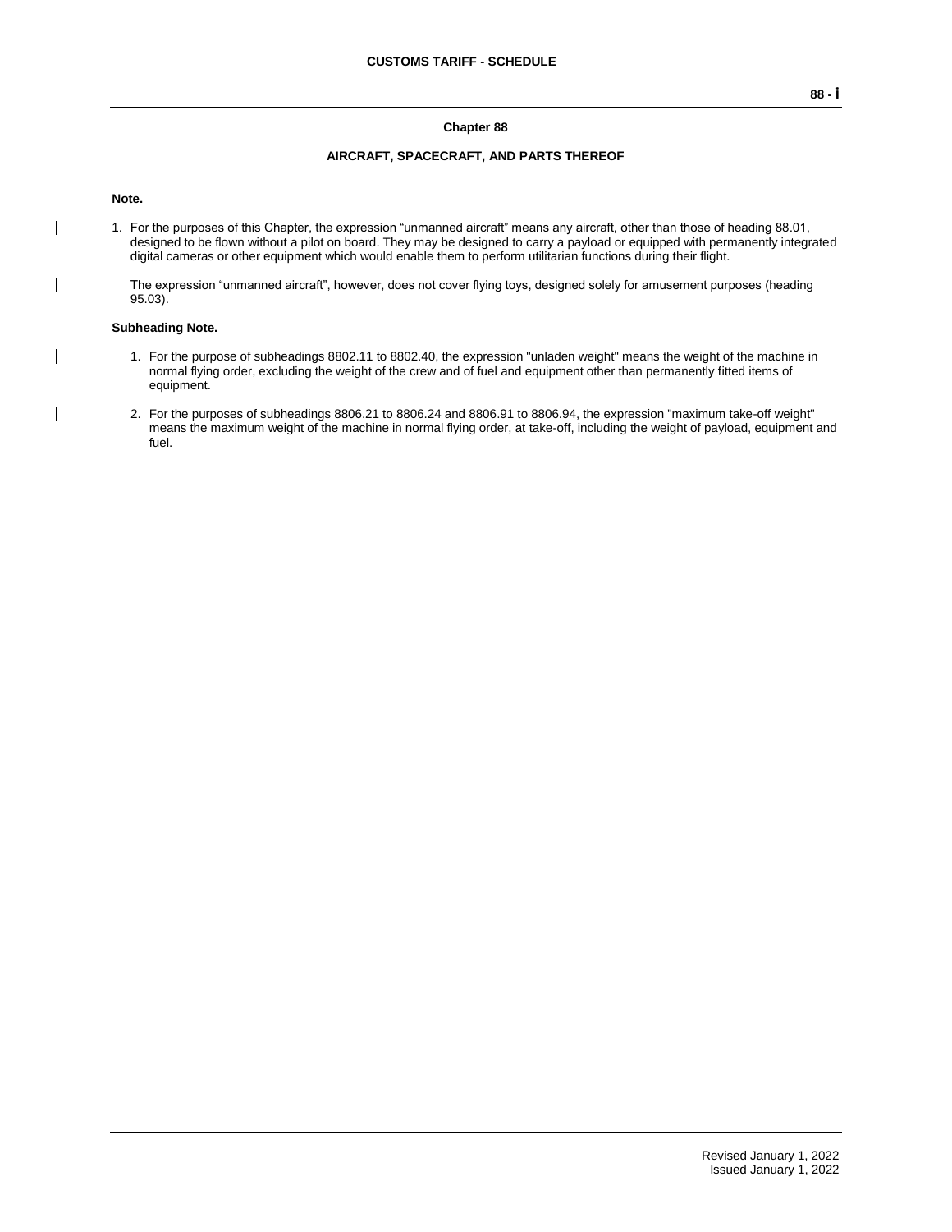## Chapter 88

## AIRCRAFT, SPACECRAFT, AND PARTS THEREOF

**Note.**

1. For the purposes of this Chapter, the expression "unmanned aircraft" means any aircraft, other than those of heading 88.01, designed to be flown without a pilot on board. They may be designed to carry a payload or equipped with permanently integrated digital cameras or other equipment which would enable them to perform utilitarian functions during their flight.

   The expression "unmanned aircraft", however, does not cover flying toys, designed solely for amusement purposes (heading 95.03).

**Subheading Note.**

1. For the purpose of subheadings 8802.11 to 8802.40, the expression "unladen weight" means the weight of the machine in normal flying order, excluding the weight of the crew and of fuel and equipment other than permanently fitted items of equipment.

2. For the purposes of subheadings 8806.21 to 8806.24 and 8806.91 to 8806.94, the expression "maximum take-off weight" means the maximum weight of the machine in normal flying order, at take-off, including the weight of payload, equipment and fuel.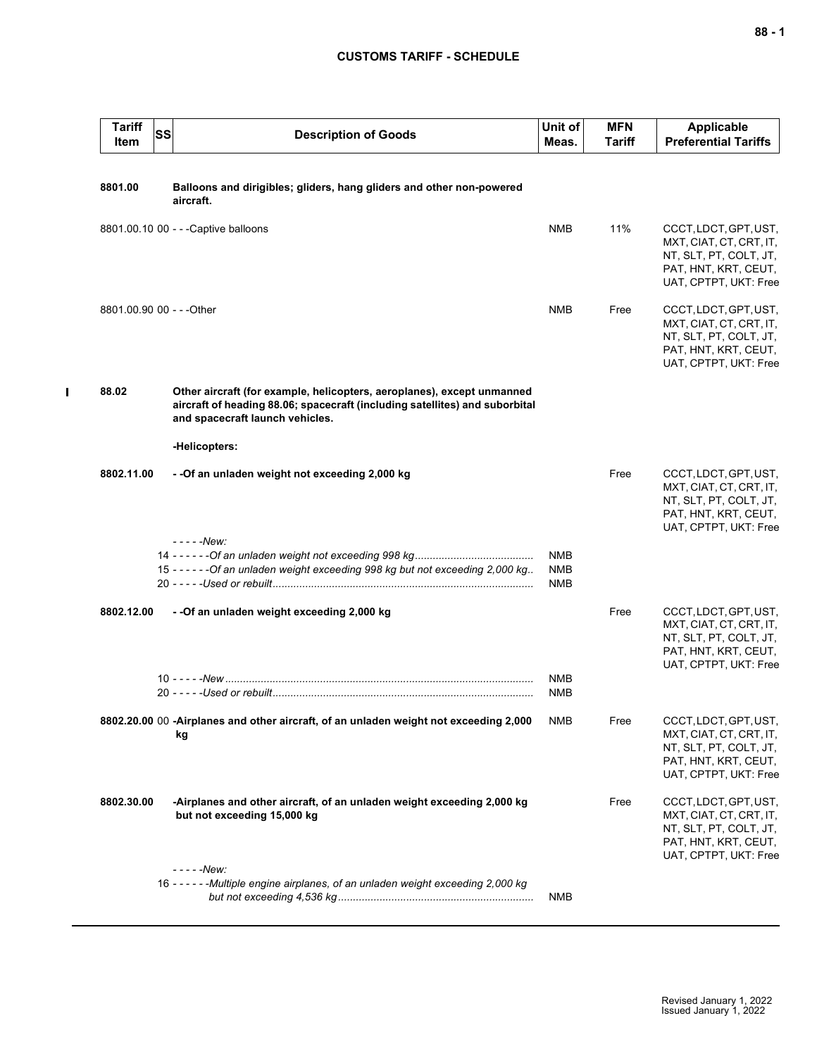| Tariff Item | SS | Description of Goods | Unit of Meas. | MFN Tariff | Applicable Preferential Tariffs |
|---|---|---|---|---|---|
| 8801.00 | | **Balloons and dirigibles; gliders, hang gliders and other non-powered aircraft.** | | | |
| 8801.00.10 | 00 | - - -Captive balloons | NMB | 11% | CCCT, LDCT, GPT, UST, MXT, CIAT, CT, CRT, IT, NT, SLT, PT, COLT, JT, PAT, HNT, KRT, CEUT, UAT, CPTPT, UKT: Free |
| 8801.00.90 | 00 | - - -Other | NMB | Free | CCCT, LDCT, GPT, UST, MXT, CIAT, CT, CRT, IT, NT, SLT, PT, COLT, JT, PAT, HNT, KRT, CEUT, UAT, CPTPT, UKT: Free |
| 88.02 | | **Other aircraft (for example, helicopters, aeroplanes), except unmanned aircraft of heading 88.06; spacecraft (including satellites) and suborbital and spacecraft launch vehicles.** | | | |
| | | **-Helicopters:** | | | |
| 8802.11.00 | | **- -Of an unladen weight not exceeding 2,000 kg** | | Free | CCCT, LDCT, GPT, UST, MXT, CIAT, CT, CRT, IT, NT, SLT, PT, COLT, JT, PAT, HNT, KRT, CEUT, UAT, CPTPT, UKT: Free |
| | | - - - - -*New:* | | | |
| | 14 | - - - - - -*Of an unladen weight not exceeding 998 kg* | NMB | | |
| | 15 | - - - - - -*Of an unladen weight exceeding 998 kg but not exceeding 2,000 kg* | NMB | | |
| | 20 | - - - - -*Used or rebuilt* | NMB | | |
| 8802.12.00 | | **- -Of an unladen weight exceeding 2,000 kg** | | Free | CCCT, LDCT, GPT, UST, MXT, CIAT, CT, CRT, IT, NT, SLT, PT, COLT, JT, PAT, HNT, KRT, CEUT, UAT, CPTPT, UKT: Free |
| | 10 | - - - - -*New* | NMB | | |
| | 20 | - - - - -*Used or rebuilt* | NMB | | |
| 8802.20.00 | 00 | **-Airplanes and other aircraft, of an unladen weight not exceeding 2,000 kg** | NMB | Free | CCCT, LDCT, GPT, UST, MXT, CIAT, CT, CRT, IT, NT, SLT, PT, COLT, JT, PAT, HNT, KRT, CEUT, UAT, CPTPT, UKT: Free |
| 8802.30.00 | | **-Airplanes and other aircraft, of an unladen weight exceeding 2,000 kg but not exceeding 15,000 kg** | | Free | CCCT, LDCT, GPT, UST, MXT, CIAT, CT, CRT, IT, NT, SLT, PT, COLT, JT, PAT, HNT, KRT, CEUT, UAT, CPTPT, UKT: Free |
| | | - - - - -*New:* | | | |
| | 16 | - - - - - -*Multiple engine airplanes, of an unladen weight exceeding 2,000 kg but not exceeding 4,536 kg* | NMB | | |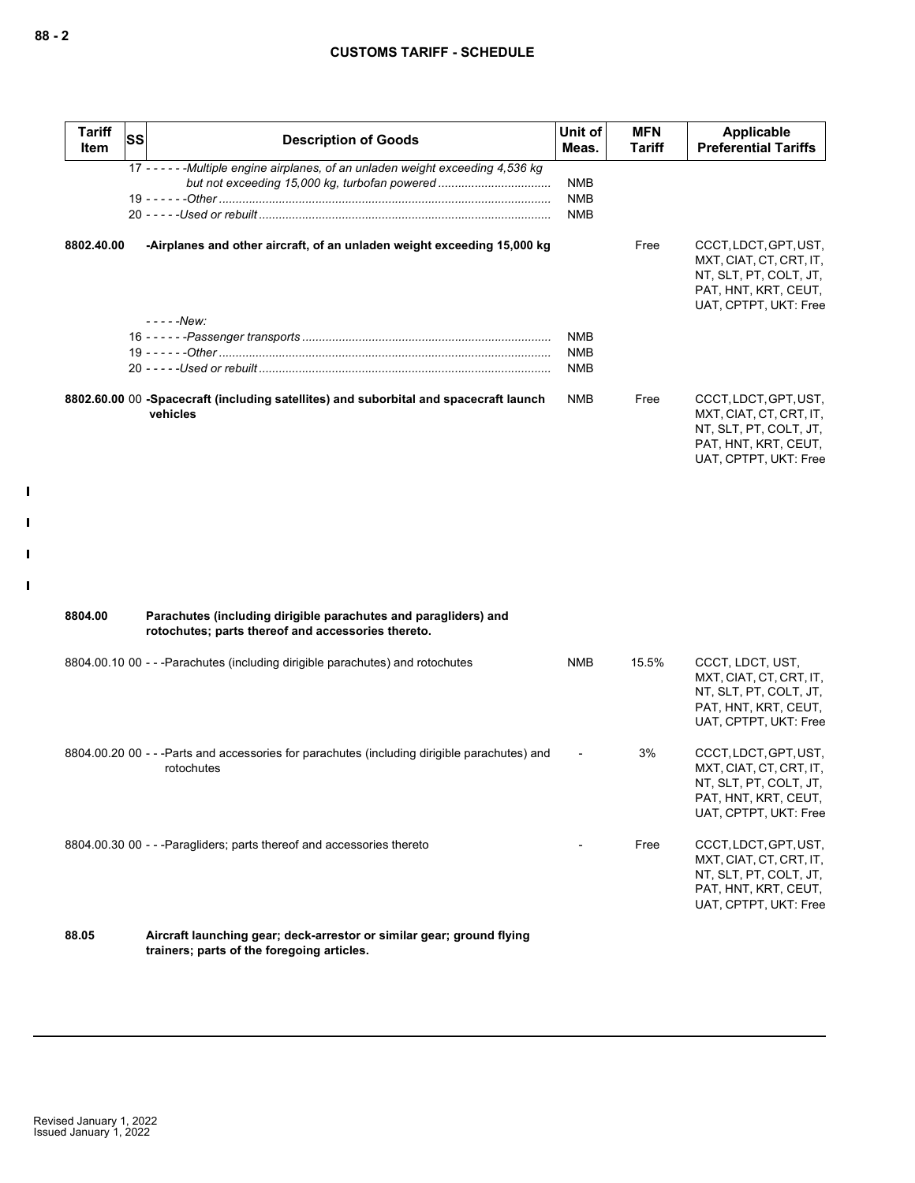| Tariff Item | SS | Description of Goods | Unit of Meas. | MFN Tariff | Applicable Preferential Tariffs |
|---|---|---|---|---|---|
| | 17 | - - - - - -*Multiple engine airplanes, of an unladen weight exceeding 4,536 kg but not exceeding 15,000 kg, turbofan powered* | NMB | | |
| | 19 | - - - - - -*Other* | NMB | | |
| | 20 | - - - - -*Used or rebuilt* | NMB | | |
| **8802.40.00** | | **-Airplanes and other aircraft, of an unladen weight exceeding 15,000 kg** | | Free | CCCT, LDCT, GPT, UST, MXT, CIAT, CT, CRT, IT, NT, SLT, PT, COLT, JT, PAT, HNT, KRT, CEUT, UAT, CPTPT, UKT: Free |
| | | - - - - -*New:* | | | |
| | 16 | - - - - - -*Passenger transports* | NMB | | |
| | 19 | - - - - - -*Other* | NMB | | |
| | 20 | - - - - -*Used or rebuilt* | NMB | | |
| **8802.60.00** | 00 | **-Spacecraft (including satellites) and suborbital and spacecraft launch vehicles** | NMB | Free | CCCT, LDCT, GPT, UST, MXT, CIAT, CT, CRT, IT, NT, SLT, PT, COLT, JT, PAT, HNT, KRT, CEUT, UAT, CPTPT, UKT: Free |
| **8804.00** | | **Parachutes (including dirigible parachutes and paragliders) and rotochutes; parts thereof and accessories thereto.** | | | |
| 8804.00.10 | 00 | - - -Parachutes (including dirigible parachutes) and rotochutes | NMB | 15.5% | CCCT, LDCT, UST, MXT, CIAT, CT, CRT, IT, NT, SLT, PT, COLT, JT, PAT, HNT, KRT, CEUT, UAT, CPTPT, UKT: Free |
| 8804.00.20 | 00 | - - -Parts and accessories for parachutes (including dirigible parachutes) and rotochutes | - | 3% | CCCT, LDCT, GPT, UST, MXT, CIAT, CT, CRT, IT, NT, SLT, PT, COLT, JT, PAT, HNT, KRT, CEUT, UAT, CPTPT, UKT: Free |
| 8804.00.30 | 00 | - - -Paragliders; parts thereof and accessories thereto | - | Free | CCCT, LDCT, GPT, UST, MXT, CIAT, CT, CRT, IT, NT, SLT, PT, COLT, JT, PAT, HNT, KRT, CEUT, UAT, CPTPT, UKT: Free |
| **88.05** | | **Aircraft launching gear; deck-arrestor or similar gear; ground flying trainers; parts of the foregoing articles.** | | | |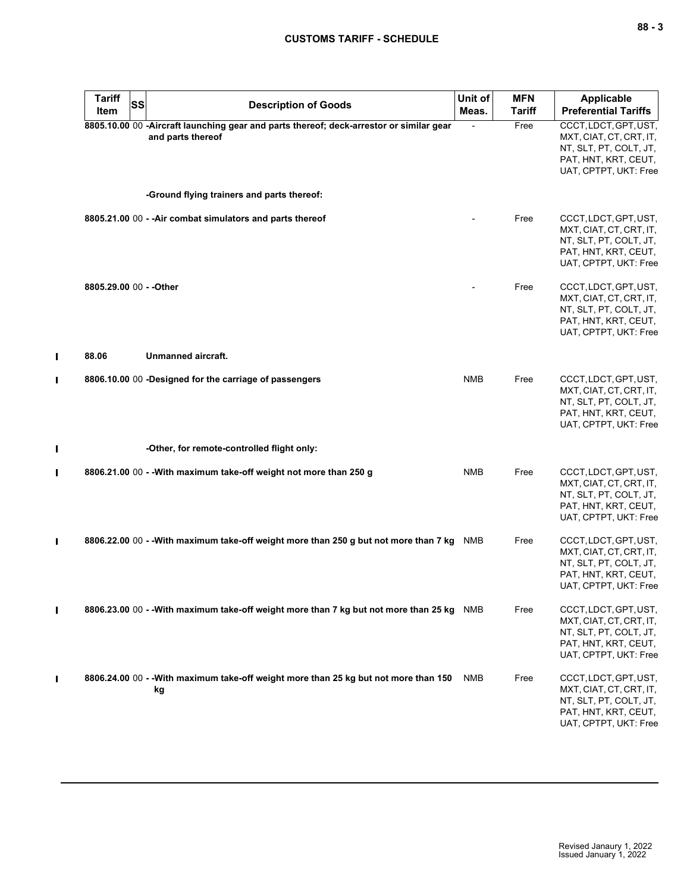| Tariff Item | SS | Description of Goods | Unit of Meas. | MFN Tariff | Applicable Preferential Tariffs |
|---|---|---|---|---|---|
| 8805.10.00 | 00 | -Aircraft launching gear and parts thereof; deck-arrestor or similar gear and parts thereof | - | Free | CCCT, LDCT, GPT, UST, MXT, CIAT, CT, CRT, IT, NT, SLT, PT, COLT, JT, PAT, HNT, KRT, CEUT, UAT, CPTPT, UKT: Free |
| | | -Ground flying trainers and parts thereof: | | | |
| 8805.21.00 | 00 | - -Air combat simulators and parts thereof | - | Free | CCCT, LDCT, GPT, UST, MXT, CIAT, CT, CRT, IT, NT, SLT, PT, COLT, JT, PAT, HNT, KRT, CEUT, UAT, CPTPT, UKT: Free |
| 8805.29.00 | 00 | - -Other | - | Free | CCCT, LDCT, GPT, UST, MXT, CIAT, CT, CRT, IT, NT, SLT, PT, COLT, JT, PAT, HNT, KRT, CEUT, UAT, CPTPT, UKT: Free |
| 88.06 | | Unmanned aircraft. | | | |
| 8806.10.00 | 00 | -Designed for the carriage of passengers | NMB | Free | CCCT, LDCT, GPT, UST, MXT, CIAT, CT, CRT, IT, NT, SLT, PT, COLT, JT, PAT, HNT, KRT, CEUT, UAT, CPTPT, UKT: Free |
| | | -Other, for remote-controlled flight only: | | | |
| 8806.21.00 | 00 | - -With maximum take-off weight not more than 250 g | NMB | Free | CCCT, LDCT, GPT, UST, MXT, CIAT, CT, CRT, IT, NT, SLT, PT, COLT, JT, PAT, HNT, KRT, CEUT, UAT, CPTPT, UKT: Free |
| 8806.22.00 | 00 | - -With maximum take-off weight more than 250 g but not more than 7 kg | NMB | Free | CCCT, LDCT, GPT, UST, MXT, CIAT, CT, CRT, IT, NT, SLT, PT, COLT, JT, PAT, HNT, KRT, CEUT, UAT, CPTPT, UKT: Free |
| 8806.23.00 | 00 | - -With maximum take-off weight more than 7 kg but not more than 25 kg | NMB | Free | CCCT, LDCT, GPT, UST, MXT, CIAT, CT, CRT, IT, NT, SLT, PT, COLT, JT, PAT, HNT, KRT, CEUT, UAT, CPTPT, UKT: Free |
| 8806.24.00 | 00 | - -With maximum take-off weight more than 25 kg but not more than 150 kg | NMB | Free | CCCT, LDCT, GPT, UST, MXT, CIAT, CT, CRT, IT, NT, SLT, PT, COLT, JT, PAT, HNT, KRT, CEUT, UAT, CPTPT, UKT: Free |

Revised Janaury 1, 2022
Issued January 1, 2022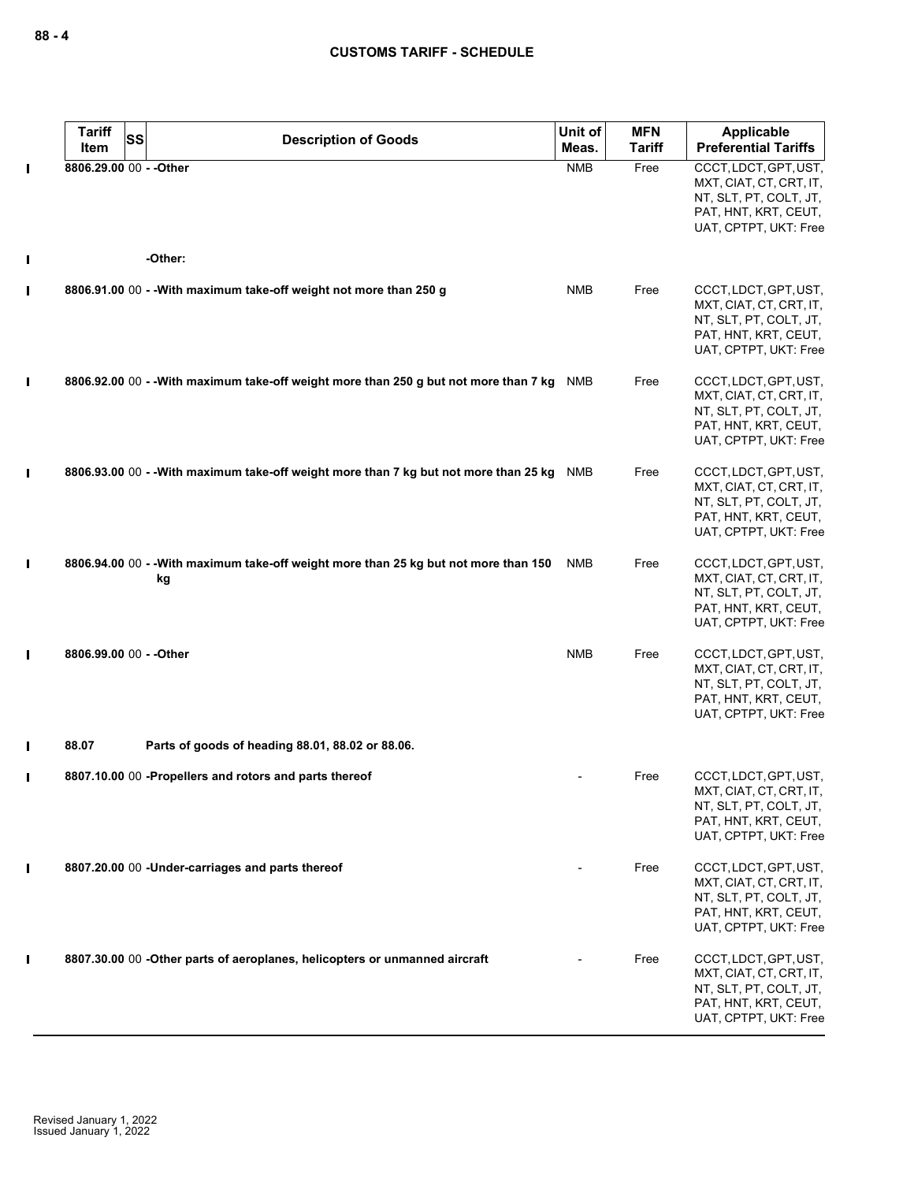| Tariff Item | SS | Description of Goods | Unit of Meas. | MFN Tariff | Applicable Preferential Tariffs |
|---|---|---|---|---|---|
| 8806.29.00 | 00 | - -Other | NMB | Free | CCCT, LDCT, GPT, UST, MXT, CIAT, CT, CRT, IT, NT, SLT, PT, COLT, JT, PAT, HNT, KRT, CEUT, UAT, CPTPT, UKT: Free |
| | | -Other: | | | |
| 8806.91.00 | 00 | - -With maximum take-off weight not more than 250 g | NMB | Free | CCCT, LDCT, GPT, UST, MXT, CIAT, CT, CRT, IT, NT, SLT, PT, COLT, JT, PAT, HNT, KRT, CEUT, UAT, CPTPT, UKT: Free |
| 8806.92.00 | 00 | - -With maximum take-off weight more than 250 g but not more than 7 kg | NMB | Free | CCCT, LDCT, GPT, UST, MXT, CIAT, CT, CRT, IT, NT, SLT, PT, COLT, JT, PAT, HNT, KRT, CEUT, UAT, CPTPT, UKT: Free |
| 8806.93.00 | 00 | - -With maximum take-off weight more than 7 kg but not more than 25 kg | NMB | Free | CCCT, LDCT, GPT, UST, MXT, CIAT, CT, CRT, IT, NT, SLT, PT, COLT, JT, PAT, HNT, KRT, CEUT, UAT, CPTPT, UKT: Free |
| 8806.94.00 | 00 | - -With maximum take-off weight more than 25 kg but not more than 150 kg | NMB | Free | CCCT, LDCT, GPT, UST, MXT, CIAT, CT, CRT, IT, NT, SLT, PT, COLT, JT, PAT, HNT, KRT, CEUT, UAT, CPTPT, UKT: Free |
| 8806.99.00 | 00 | - -Other | NMB | Free | CCCT, LDCT, GPT, UST, MXT, CIAT, CT, CRT, IT, NT, SLT, PT, COLT, JT, PAT, HNT, KRT, CEUT, UAT, CPTPT, UKT: Free |
| 88.07 | | Parts of goods of heading 88.01, 88.02 or 88.06. | | | |
| 8807.10.00 | 00 | -Propellers and rotors and parts thereof | - | Free | CCCT, LDCT, GPT, UST, MXT, CIAT, CT, CRT, IT, NT, SLT, PT, COLT, JT, PAT, HNT, KRT, CEUT, UAT, CPTPT, UKT: Free |
| 8807.20.00 | 00 | -Under-carriages and parts thereof | - | Free | CCCT, LDCT, GPT, UST, MXT, CIAT, CT, CRT, IT, NT, SLT, PT, COLT, JT, PAT, HNT, KRT, CEUT, UAT, CPTPT, UKT: Free |
| 8807.30.00 | 00 | -Other parts of aeroplanes, helicopters or unmanned aircraft | - | Free | CCCT, LDCT, GPT, UST, MXT, CIAT, CT, CRT, IT, NT, SLT, PT, COLT, JT, PAT, HNT, KRT, CEUT, UAT, CPTPT, UKT: Free |

Revised January 1, 2022
Issued January 1, 2022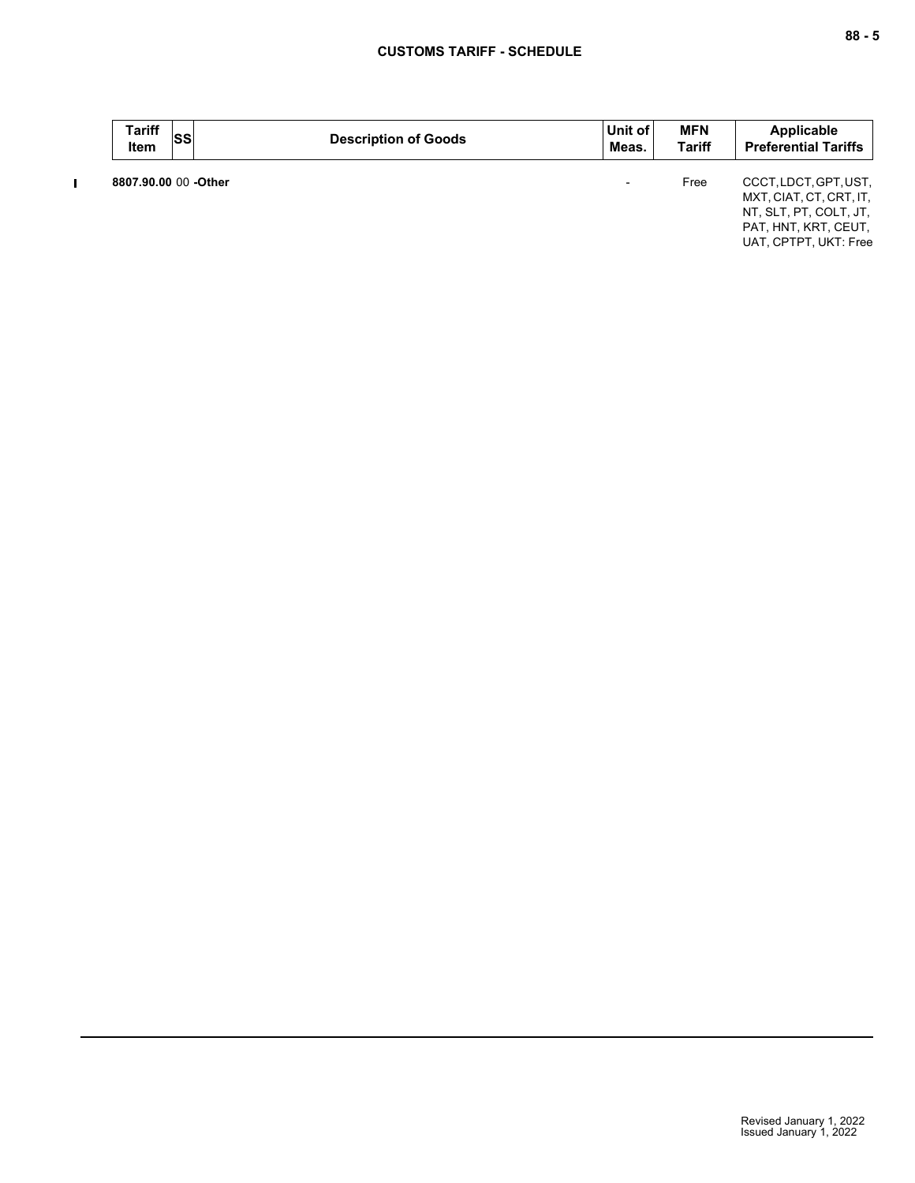| Tariff Item | SS | Description of Goods | Unit of Meas. | MFN Tariff | Applicable Preferential Tariffs |
|---|---|---|---|---|---|
| 8807.90.00 | 00 | **-Other** | - | Free | CCCT, LDCT, GPT, UST, MXT, CIAT, CT, CRT, IT, NT, SLT, PT, COLT, JT, PAT, HNT, KRT, CEUT, UAT, CPTPT, UKT: Free |

Revised January 1, 2022
Issued January 1, 2022